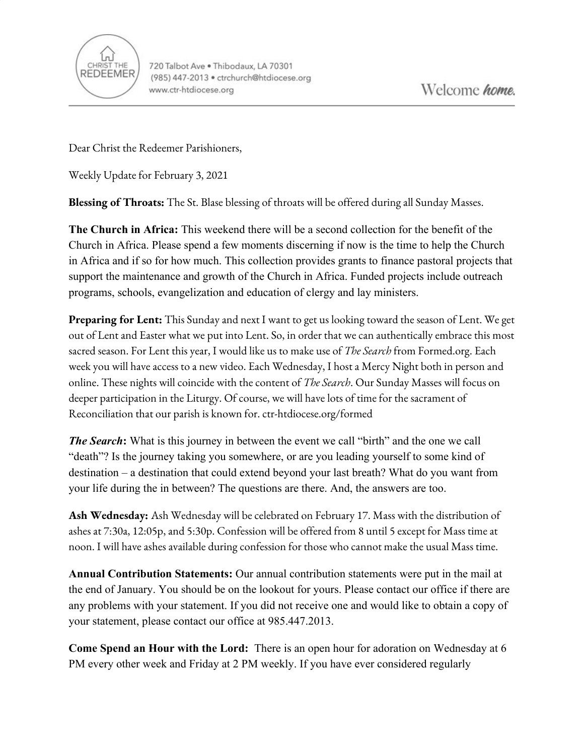CHRIST THE REDEEMER

720 Talbot Ave • Thibodaux, LA 70301
(985) 447-2013 • ctrchurch@htdiocese.org
www.ctr-htdiocese.org

Welcome ***home.***

Dear Christ the Redeemer Parishioners,

Weekly Update for February 3, 2021

**Blessing of Throats:** The St. Blase blessing of throats will be offered during all Sunday Masses.

**The Church in Africa:** This weekend there will be a second collection for the benefit of the Church in Africa. Please spend a few moments discerning if now is the time to help the Church in Africa and if so for how much. This collection provides grants to finance pastoral projects that support the maintenance and growth of the Church in Africa. Funded projects include outreach programs, schools, evangelization and education of clergy and lay ministers.

**Preparing for Lent:** This Sunday and next I want to get us looking toward the season of Lent. We get out of Lent and Easter what we put into Lent. So, in order that we can authentically embrace this most sacred season. For Lent this year, I would like us to make use of *The Search* from Formed.org. Each week you will have access to a new video. Each Wednesday, I host a Mercy Night both in person and online. These nights will coincide with the content of *The Search*. Our Sunday Masses will focus on deeper participation in the Liturgy. Of course, we will have lots of time for the sacrament of Reconciliation that our parish is known for. ctr-htdiocese.org/formed

***The Search*:** What is this journey in between the event we call "birth" and the one we call "death"? Is the journey taking you somewhere, or are you leading yourself to some kind of destination – a destination that could extend beyond your last breath? What do you want from your life during the in between? The questions are there. And, the answers are too.

**Ash Wednesday:** Ash Wednesday will be celebrated on February 17. Mass with the distribution of ashes at 7:30a, 12:05p, and 5:30p. Confession will be offered from 8 until 5 except for Mass time at noon. I will have ashes available during confession for those who cannot make the usual Mass time.

**Annual Contribution Statements:** Our annual contribution statements were put in the mail at the end of January. You should be on the lookout for yours. Please contact our office if there are any problems with your statement. If you did not receive one and would like to obtain a copy of your statement, please contact our office at 985.447.2013.

**Come Spend an Hour with the Lord:** There is an open hour for adoration on Wednesday at 6 PM every other week and Friday at 2 PM weekly. If you have ever considered regularly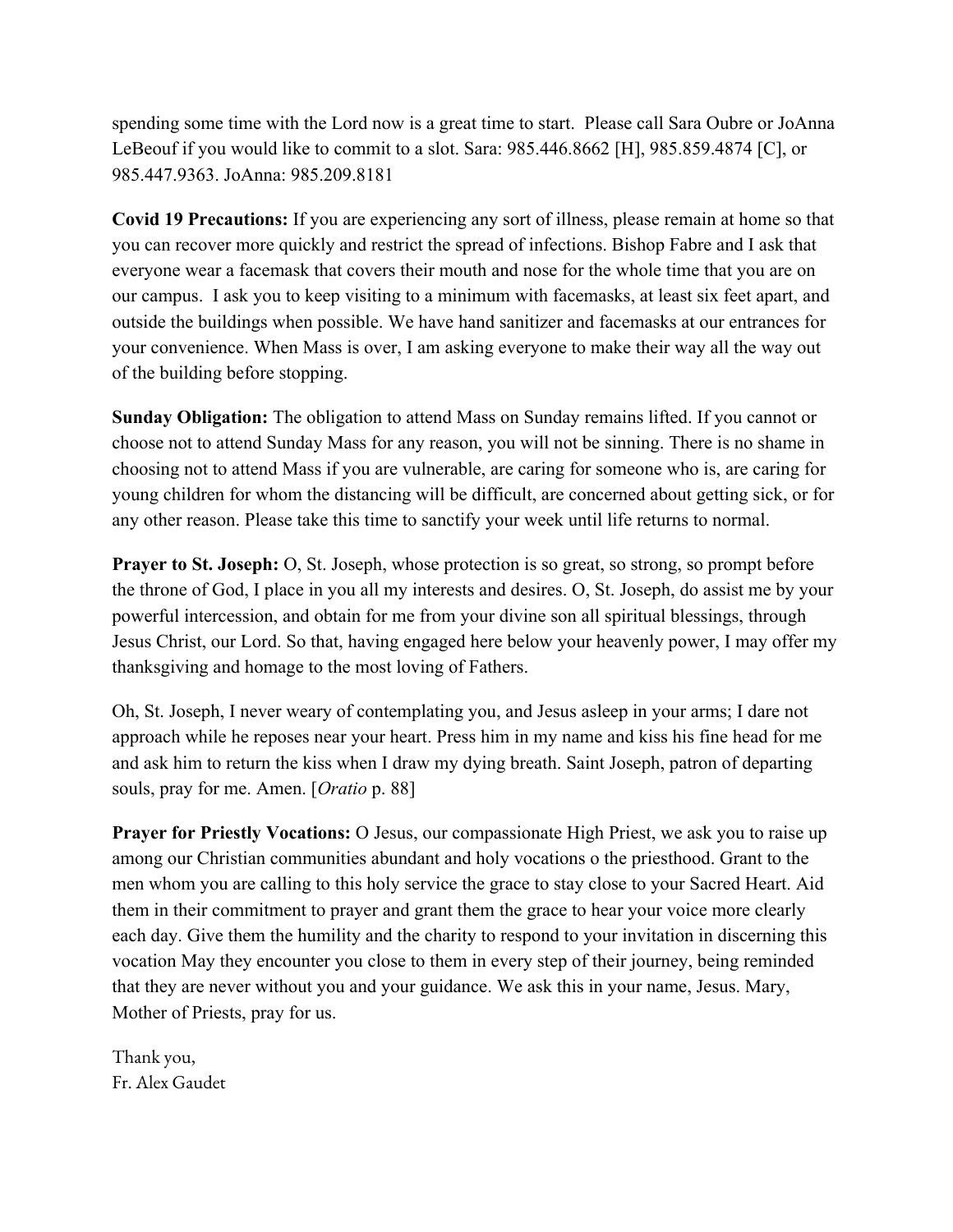spending some time with the Lord now is a great time to start. Please call Sara Oubre or JoAnna LeBeouf if you would like to commit to a slot. Sara: 985.446.8662 [H], 985.859.4874 [C], or 985.447.9363. JoAnna: 985.209.8181

**Covid 19 Precautions:** If you are experiencing any sort of illness, please remain at home so that you can recover more quickly and restrict the spread of infections. Bishop Fabre and I ask that everyone wear a facemask that covers their mouth and nose for the whole time that you are on our campus. I ask you to keep visiting to a minimum with facemasks, at least six feet apart, and outside the buildings when possible. We have hand sanitizer and facemasks at our entrances for your convenience. When Mass is over, I am asking everyone to make their way all the way out of the building before stopping.

**Sunday Obligation:** The obligation to attend Mass on Sunday remains lifted. If you cannot or choose not to attend Sunday Mass for any reason, you will not be sinning. There is no shame in choosing not to attend Mass if you are vulnerable, are caring for someone who is, are caring for young children for whom the distancing will be difficult, are concerned about getting sick, or for any other reason. Please take this time to sanctify your week until life returns to normal.

**Prayer to St. Joseph:** O, St. Joseph, whose protection is so great, so strong, so prompt before the throne of God, I place in you all my interests and desires. O, St. Joseph, do assist me by your powerful intercession, and obtain for me from your divine son all spiritual blessings, through Jesus Christ, our Lord. So that, having engaged here below your heavenly power, I may offer my thanksgiving and homage to the most loving of Fathers.

Oh, St. Joseph, I never weary of contemplating you, and Jesus asleep in your arms; I dare not approach while he reposes near your heart. Press him in my name and kiss his fine head for me and ask him to return the kiss when I draw my dying breath. Saint Joseph, patron of departing souls, pray for me. Amen. [*Oratio* p. 88]

**Prayer for Priestly Vocations:** O Jesus, our compassionate High Priest, we ask you to raise up among our Christian communities abundant and holy vocations o the priesthood. Grant to the men whom you are calling to this holy service the grace to stay close to your Sacred Heart. Aid them in their commitment to prayer and grant them the grace to hear your voice more clearly each day. Give them the humility and the charity to respond to your invitation in discerning this vocation May they encounter you close to them in every step of their journey, being reminded that they are never without you and your guidance. We ask this in your name, Jesus. Mary, Mother of Priests, pray for us.

Thank you,
Fr. Alex Gaudet